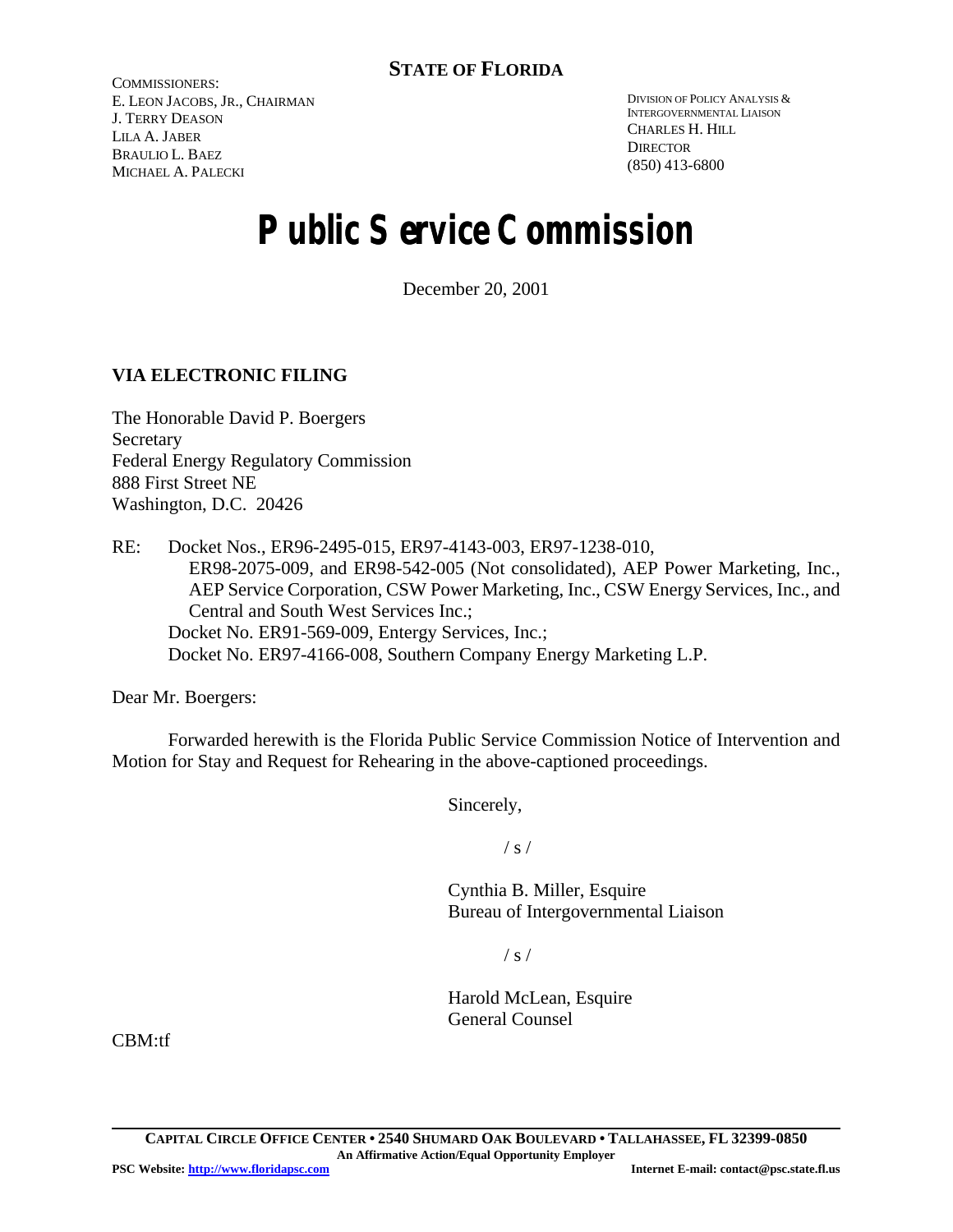**STATE OF FLORIDA**

COMMISSIONERS:
E. LEON JACOBS, JR., CHAIRMAN
J. TERRY DEASON
LILA A. JABER
BRAULIO L. BAEZ
MICHAEL A. PALECKI

DIVISION OF POLICY ANALYSIS &
INTERGOVERNMENTAL LIAISON
CHARLES H. HILL
DIRECTOR
(850) 413-6800

# Public Service Commission

December 20, 2001

**VIA ELECTRONIC FILING**

The Honorable David P. Boergers
Secretary
Federal Energy Regulatory Commission
888 First Street NE
Washington, D.C. 20426

RE: Docket Nos., ER96-2495-015, ER97-4143-003, ER97-1238-010, ER98-2075-009, and ER98-542-005 (Not consolidated), AEP Power Marketing, Inc., AEP Service Corporation, CSW Power Marketing, Inc., CSW Energy Services, Inc., and Central and South West Services Inc.;
Docket No. ER91-569-009, Entergy Services, Inc.;
Docket No. ER97-4166-008, Southern Company Energy Marketing L.P.

Dear Mr. Boergers:

Forwarded herewith is the Florida Public Service Commission Notice of Intervention and Motion for Stay and Request for Rehearing in the above-captioned proceedings.

Sincerely,

/ s /

Cynthia B. Miller, Esquire
Bureau of Intergovernmental Liaison

/ s /

Harold McLean, Esquire
General Counsel

CBM:tf

CAPITAL CIRCLE OFFICE CENTER • 2540 SHUMARD OAK BOULEVARD • TALLAHASSEE, FL 32399-0850
An Affirmative Action/Equal Opportunity Employer
PSC Website: http://www.floridapsc.com Internet E-mail: contact@psc.state.fl.us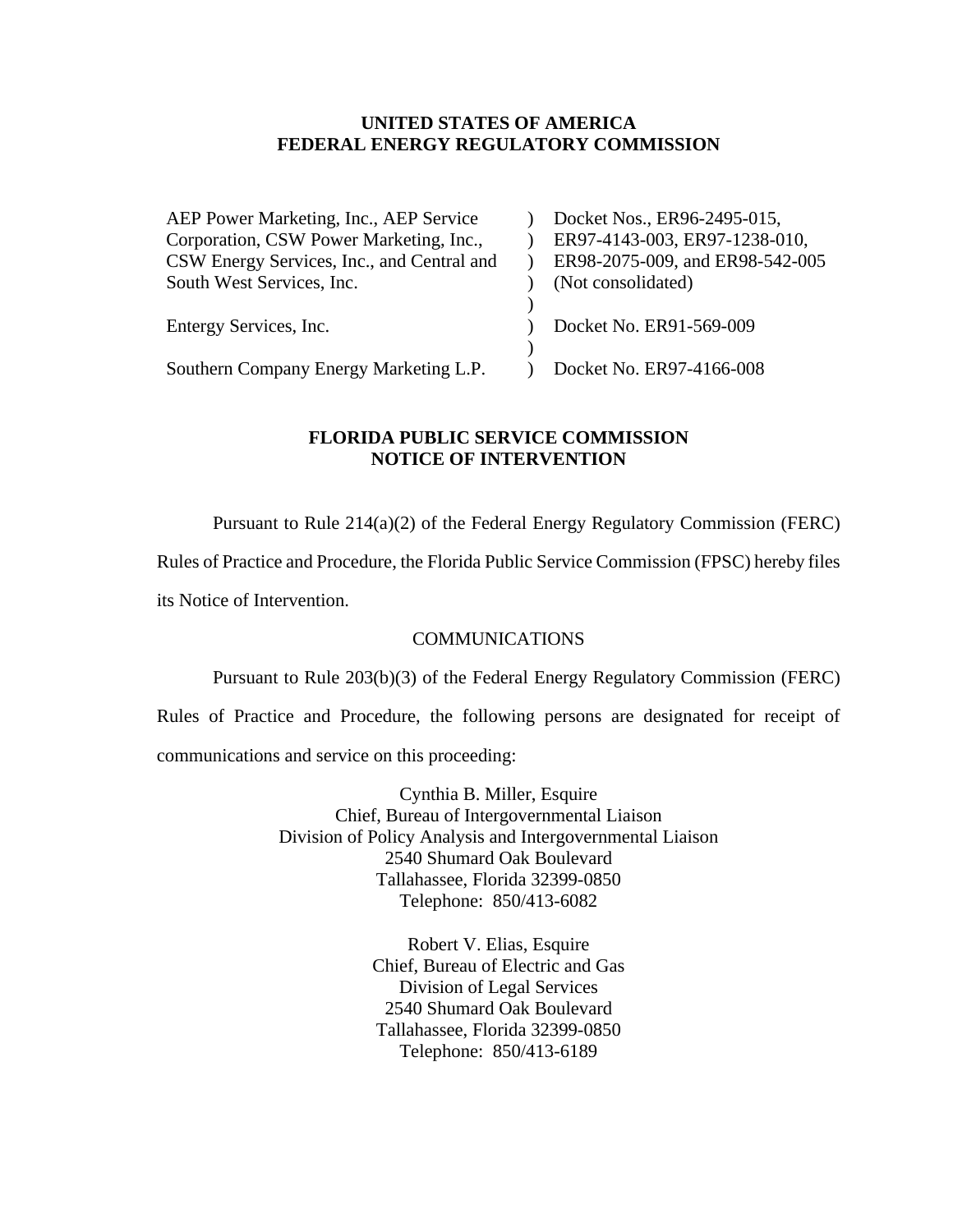**UNITED STATES OF AMERICA**
**FEDERAL ENERGY REGULATORY COMMISSION**

| | | |
|---|---|---|
| AEP Power Marketing, Inc., AEP Service Corporation, CSW Power Marketing, Inc., CSW Energy Services, Inc., and Central and South West Services, Inc. | ) | Docket Nos., ER96-2495-015, ER97-4143-003, ER97-1238-010, ER98-2075-009, and ER98-542-005 (Not consolidated) |
| | ) | |
| Entergy Services, Inc. | ) | Docket No. ER91-569-009 |
| | ) | |
| Southern Company Energy Marketing L.P. | ) | Docket No. ER97-4166-008 |

**FLORIDA PUBLIC SERVICE COMMISSION**
**NOTICE OF INTERVENTION**

Pursuant to Rule 214(a)(2) of the Federal Energy Regulatory Commission (FERC) Rules of Practice and Procedure, the Florida Public Service Commission (FPSC) hereby files its Notice of Intervention.

COMMUNICATIONS

Pursuant to Rule 203(b)(3) of the Federal Energy Regulatory Commission (FERC) Rules of Practice and Procedure, the following persons are designated for receipt of communications and service on this proceeding:

Cynthia B. Miller, Esquire
Chief, Bureau of Intergovernmental Liaison
Division of Policy Analysis and Intergovernmental Liaison
2540 Shumard Oak Boulevard
Tallahassee, Florida 32399-0850
Telephone: 850/413-6082

Robert V. Elias, Esquire
Chief, Bureau of Electric and Gas
Division of Legal Services
2540 Shumard Oak Boulevard
Tallahassee, Florida 32399-0850
Telephone: 850/413-6189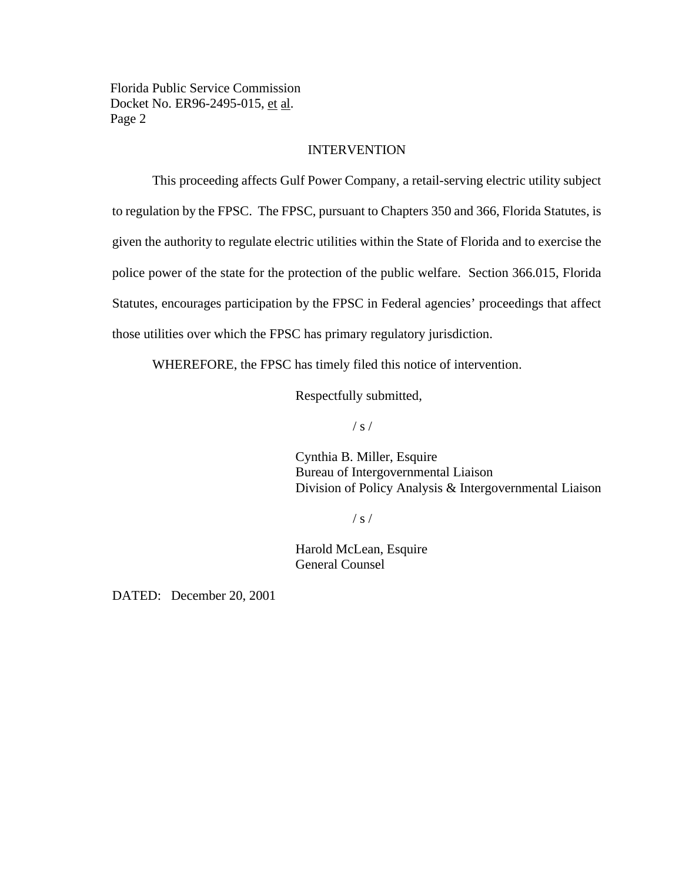## INTERVENTION

This proceeding affects Gulf Power Company, a retail-serving electric utility subject to regulation by the FPSC. The FPSC, pursuant to Chapters 350 and 366, Florida Statutes, is given the authority to regulate electric utilities within the State of Florida and to exercise the police power of the state for the protection of the public welfare. Section 366.015, Florida Statutes, encourages participation by the FPSC in Federal agencies' proceedings that affect those utilities over which the FPSC has primary regulatory jurisdiction.

WHEREFORE, the FPSC has timely filed this notice of intervention.

Respectfully submitted,

/ s /

Cynthia B. Miller, Esquire
Bureau of Intergovernmental Liaison
Division of Policy Analysis & Intergovernmental Liaison

/ s /

Harold McLean, Esquire
General Counsel

DATED: December 20, 2001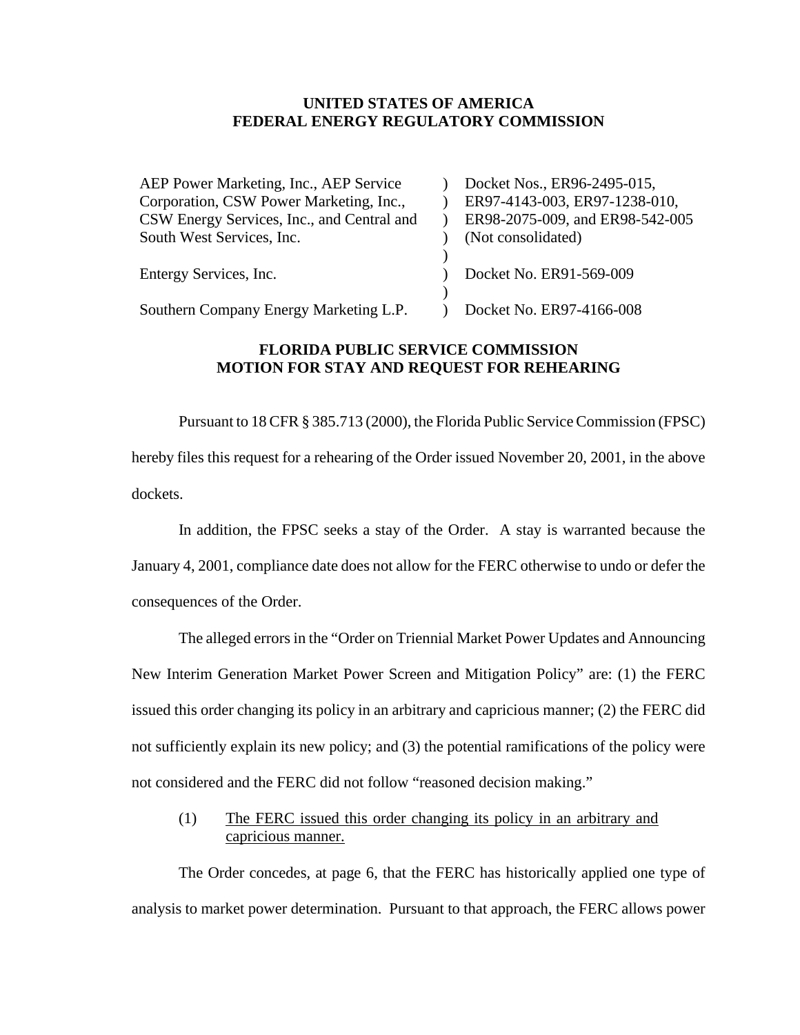**UNITED STATES OF AMERICA**
**FEDERAL ENERGY REGULATORY COMMISSION**

| | | |
|---|---|---|
| AEP Power Marketing, Inc., AEP Service Corporation, CSW Power Marketing, Inc., CSW Energy Services, Inc., and Central and South West Services, Inc. | ) | Docket Nos., ER96-2495-015, ER97-4143-003, ER97-1238-010, ER98-2075-009, and ER98-542-005 (Not consolidated) |
| Entergy Services, Inc. | ) | Docket No. ER91-569-009 |
| Southern Company Energy Marketing L.P. | ) | Docket No. ER97-4166-008 |

**FLORIDA PUBLIC SERVICE COMMISSION**
**MOTION FOR STAY AND REQUEST FOR REHEARING**

Pursuant to 18 CFR § 385.713 (2000), the Florida Public Service Commission (FPSC) hereby files this request for a rehearing of the Order issued November 20, 2001, in the above dockets.

In addition, the FPSC seeks a stay of the Order. A stay is warranted because the January 4, 2001, compliance date does not allow for the FERC otherwise to undo or defer the consequences of the Order.

The alleged errors in the "Order on Triennial Market Power Updates and Announcing New Interim Generation Market Power Screen and Mitigation Policy" are: (1) the FERC issued this order changing its policy in an arbitrary and capricious manner; (2) the FERC did not sufficiently explain its new policy; and (3) the potential ramifications of the policy were not considered and the FERC did not follow "reasoned decision making."

(1) The FERC issued this order changing its policy in an arbitrary and capricious manner.

The Order concedes, at page 6, that the FERC has historically applied one type of analysis to market power determination. Pursuant to that approach, the FERC allows power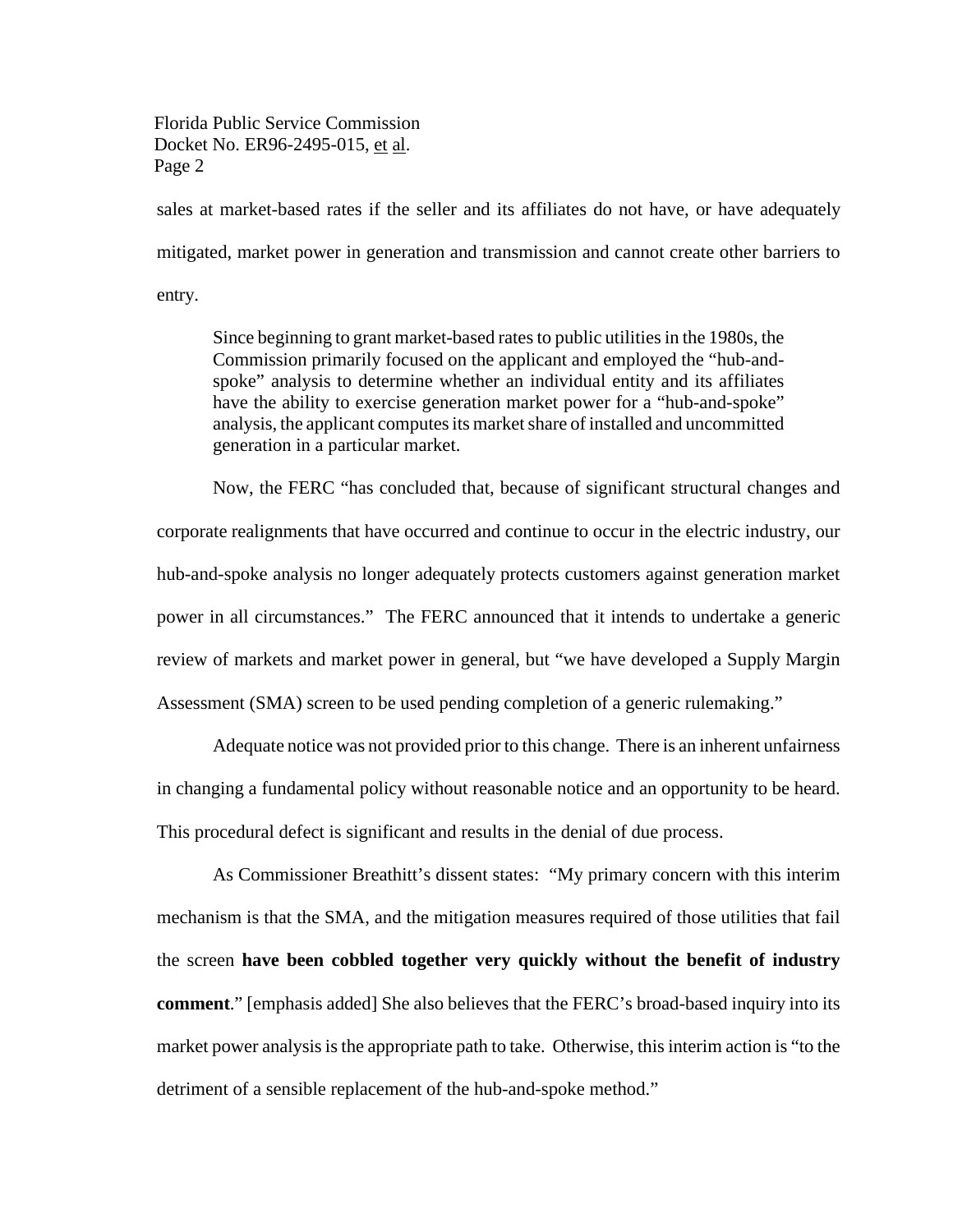sales at market-based rates if the seller and its affiliates do not have, or have adequately mitigated, market power in generation and transmission and cannot create other barriers to entry.

> Since beginning to grant market-based rates to public utilities in the 1980s, the Commission primarily focused on the applicant and employed the "hub-and-spoke" analysis to determine whether an individual entity and its affiliates have the ability to exercise generation market power for a "hub-and-spoke" analysis, the applicant computes its market share of installed and uncommitted generation in a particular market.

Now, the FERC "has concluded that, because of significant structural changes and corporate realignments that have occurred and continue to occur in the electric industry, our hub-and-spoke analysis no longer adequately protects customers against generation market power in all circumstances." The FERC announced that it intends to undertake a generic review of markets and market power in general, but "we have developed a Supply Margin Assessment (SMA) screen to be used pending completion of a generic rulemaking."

Adequate notice was not provided prior to this change. There is an inherent unfairness in changing a fundamental policy without reasonable notice and an opportunity to be heard. This procedural defect is significant and results in the denial of due process.

As Commissioner Breathitt's dissent states: "My primary concern with this interim mechanism is that the SMA, and the mitigation measures required of those utilities that fail the screen **have been cobbled together very quickly without the benefit of industry comment**." [emphasis added] She also believes that the FERC's broad-based inquiry into its market power analysis is the appropriate path to take. Otherwise, this interim action is "to the detriment of a sensible replacement of the hub-and-spoke method."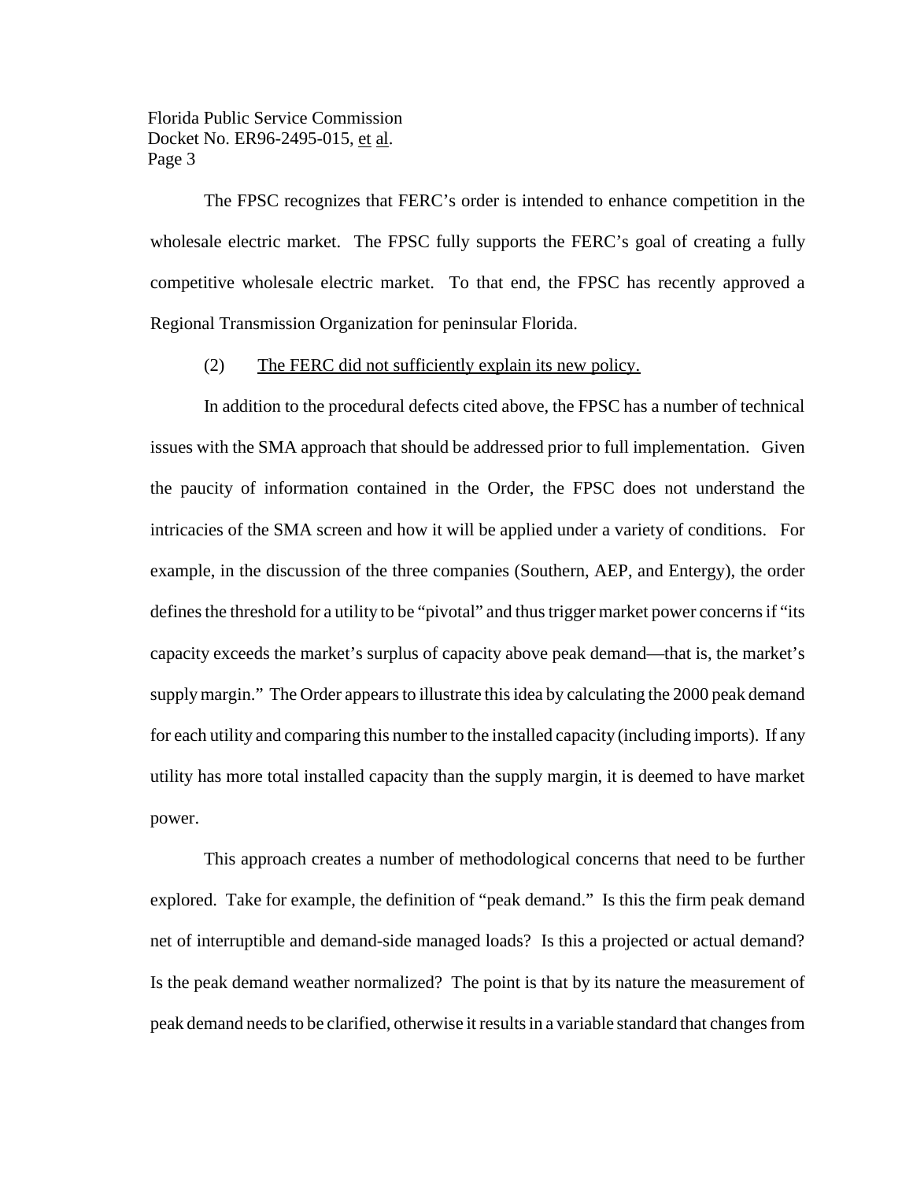The FPSC recognizes that FERC's order is intended to enhance competition in the wholesale electric market. The FPSC fully supports the FERC's goal of creating a fully competitive wholesale electric market. To that end, the FPSC has recently approved a Regional Transmission Organization for peninsular Florida.

(2) The FERC did not sufficiently explain its new policy.

In addition to the procedural defects cited above, the FPSC has a number of technical issues with the SMA approach that should be addressed prior to full implementation. Given the paucity of information contained in the Order, the FPSC does not understand the intricacies of the SMA screen and how it will be applied under a variety of conditions. For example, in the discussion of the three companies (Southern, AEP, and Entergy), the order defines the threshold for a utility to be "pivotal" and thus trigger market power concerns if "its capacity exceeds the market's surplus of capacity above peak demand—that is, the market's supply margin." The Order appears to illustrate this idea by calculating the 2000 peak demand for each utility and comparing this number to the installed capacity (including imports). If any utility has more total installed capacity than the supply margin, it is deemed to have market power.

This approach creates a number of methodological concerns that need to be further explored. Take for example, the definition of "peak demand." Is this the firm peak demand net of interruptible and demand-side managed loads? Is this a projected or actual demand? Is the peak demand weather normalized? The point is that by its nature the measurement of peak demand needs to be clarified, otherwise it results in a variable standard that changes from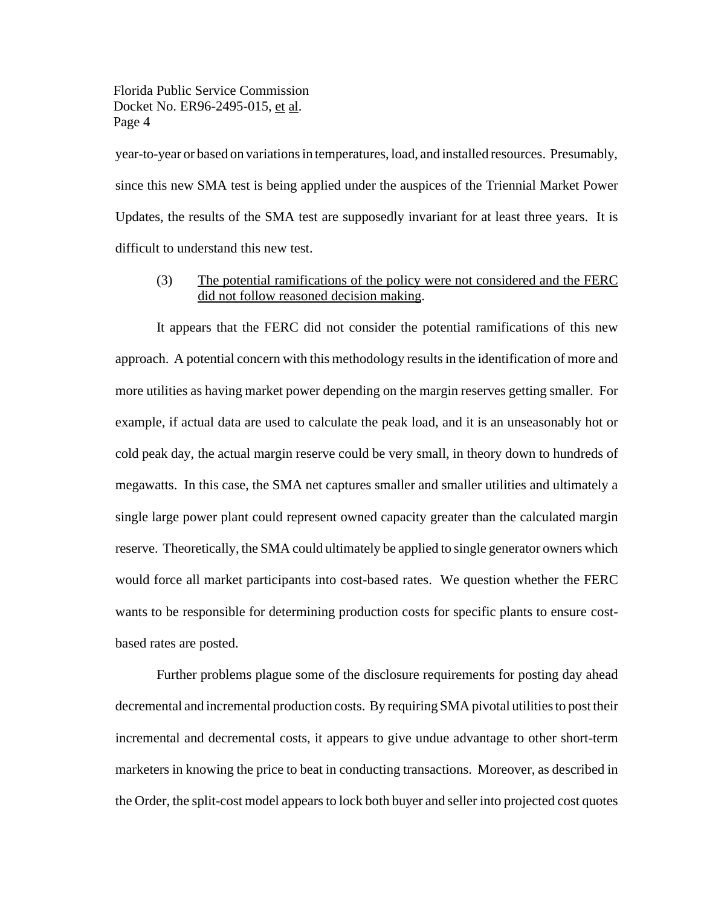year-to-year or based on variations in temperatures, load, and installed resources. Presumably, since this new SMA test is being applied under the auspices of the Triennial Market Power Updates, the results of the SMA test are supposedly invariant for at least three years. It is difficult to understand this new test.

(3) <u>The potential ramifications of the policy were not considered and the FERC did not follow reasoned decision making</u>.

It appears that the FERC did not consider the potential ramifications of this new approach. A potential concern with this methodology results in the identification of more and more utilities as having market power depending on the margin reserves getting smaller. For example, if actual data are used to calculate the peak load, and it is an unseasonably hot or cold peak day, the actual margin reserve could be very small, in theory down to hundreds of megawatts. In this case, the SMA net captures smaller and smaller utilities and ultimately a single large power plant could represent owned capacity greater than the calculated margin reserve. Theoretically, the SMA could ultimately be applied to single generator owners which would force all market participants into cost-based rates. We question whether the FERC wants to be responsible for determining production costs for specific plants to ensure cost-based rates are posted.

Further problems plague some of the disclosure requirements for posting day ahead decremental and incremental production costs. By requiring SMA pivotal utilities to post their incremental and decremental costs, it appears to give undue advantage to other short-term marketers in knowing the price to beat in conducting transactions. Moreover, as described in the Order, the split-cost model appears to lock both buyer and seller into projected cost quotes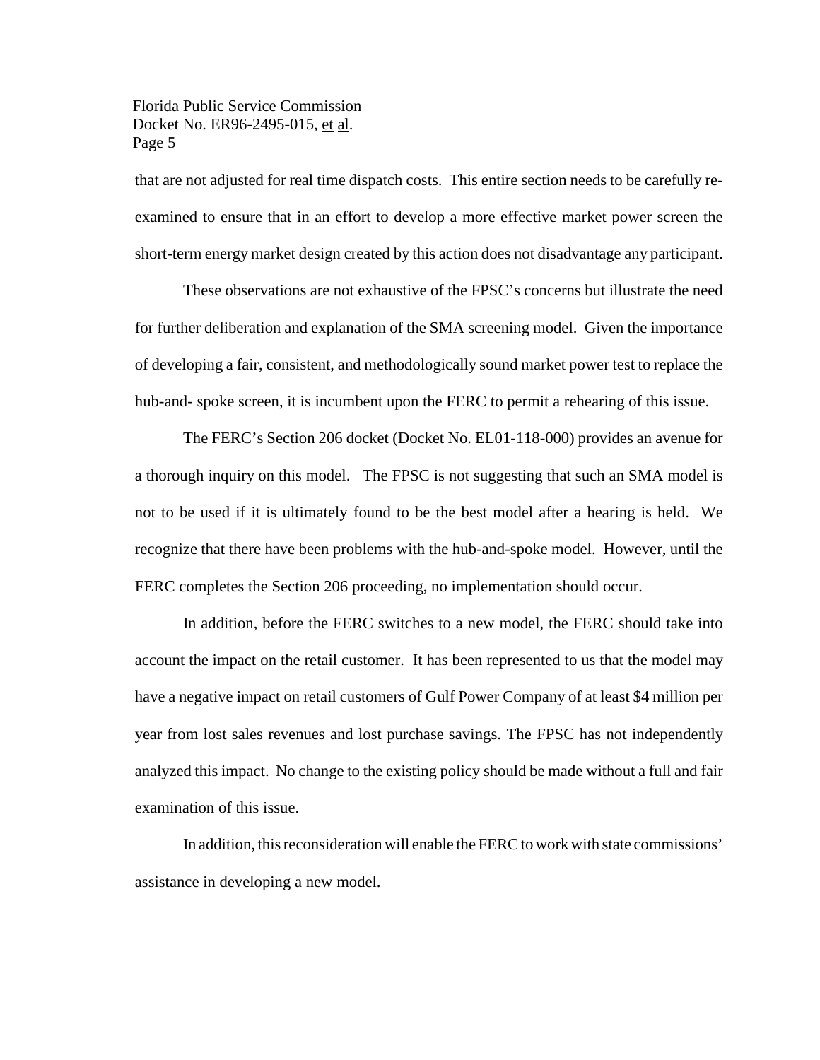that are not adjusted for real time dispatch costs. This entire section needs to be carefully re-examined to ensure that in an effort to develop a more effective market power screen the short-term energy market design created by this action does not disadvantage any participant.

These observations are not exhaustive of the FPSC's concerns but illustrate the need for further deliberation and explanation of the SMA screening model. Given the importance of developing a fair, consistent, and methodologically sound market power test to replace the hub-and- spoke screen, it is incumbent upon the FERC to permit a rehearing of this issue.

The FERC's Section 206 docket (Docket No. EL01-118-000) provides an avenue for a thorough inquiry on this model. The FPSC is not suggesting that such an SMA model is not to be used if it is ultimately found to be the best model after a hearing is held. We recognize that there have been problems with the hub-and-spoke model. However, until the FERC completes the Section 206 proceeding, no implementation should occur.

In addition, before the FERC switches to a new model, the FERC should take into account the impact on the retail customer. It has been represented to us that the model may have a negative impact on retail customers of Gulf Power Company of at least $4 million per year from lost sales revenues and lost purchase savings. The FPSC has not independently analyzed this impact. No change to the existing policy should be made without a full and fair examination of this issue.

In addition, this reconsideration will enable the FERC to work with state commissions' assistance in developing a new model.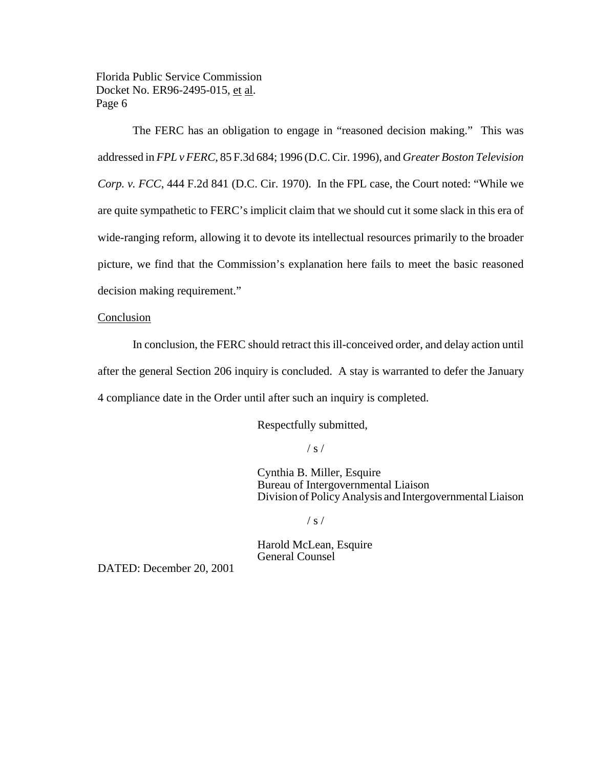The FERC has an obligation to engage in "reasoned decision making." This was addressed in *FPL v FERC*, 85 F.3d 684; 1996 (D.C. Cir. 1996), and *Greater Boston Television Corp. v. FCC*, 444 F.2d 841 (D.C. Cir. 1970). In the FPL case, the Court noted: "While we are quite sympathetic to FERC's implicit claim that we should cut it some slack in this era of wide-ranging reform, allowing it to devote its intellectual resources primarily to the broader picture, we find that the Commission's explanation here fails to meet the basic reasoned decision making requirement."

Conclusion

In conclusion, the FERC should retract this ill-conceived order, and delay action until after the general Section 206 inquiry is concluded. A stay is warranted to defer the January 4 compliance date in the Order until after such an inquiry is completed.

Respectfully submitted,

/ s /

Cynthia B. Miller, Esquire
Bureau of Intergovernmental Liaison
Division of Policy Analysis and Intergovernmental Liaison

/ s /

Harold McLean, Esquire
General Counsel

DATED: December 20, 2001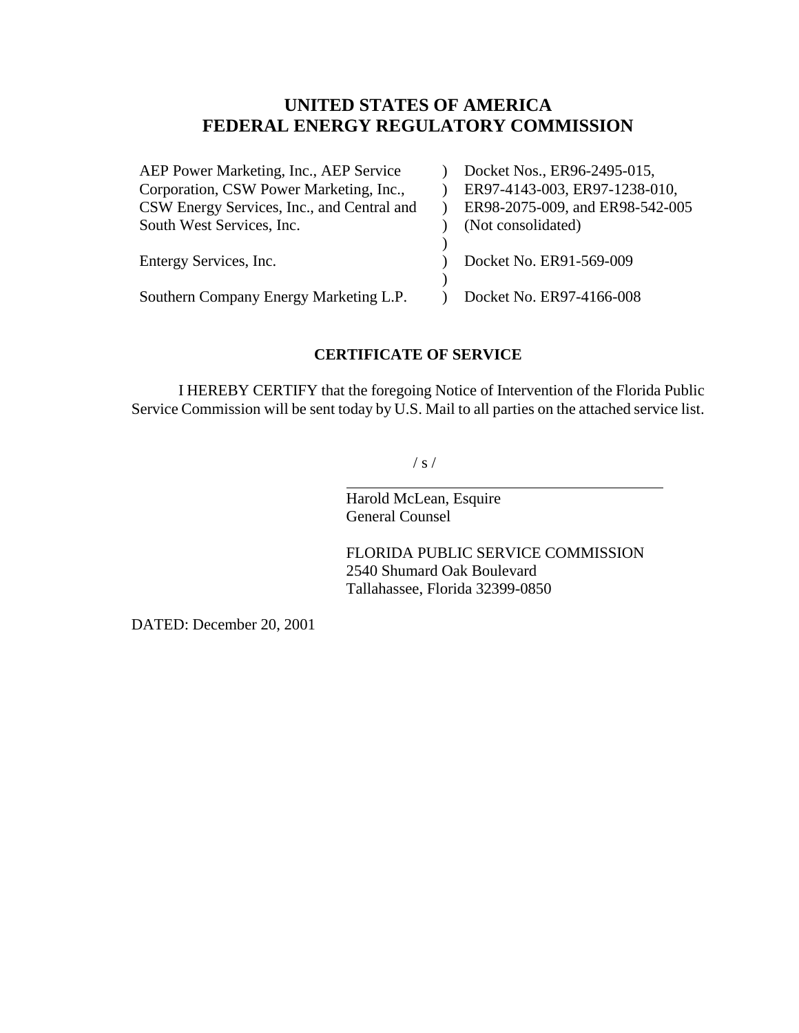# UNITED STATES OF AMERICA
# FEDERAL ENERGY REGULATORY COMMISSION

| | | |
|---|---|---|
| AEP Power Marketing, Inc., AEP Service Corporation, CSW Power Marketing, Inc., CSW Energy Services, Inc., and Central and South West Services, Inc. | ) | Docket Nos., ER96-2495-015, ER97-4143-003, ER97-1238-010, ER98-2075-009, and ER98-542-005 (Not consolidated) |
| | ) | |
| Entergy Services, Inc. | ) | Docket No. ER91-569-009 |
| | ) | |
| Southern Company Energy Marketing L.P. | ) | Docket No. ER97-4166-008 |

## CERTIFICATE OF SERVICE

I HEREBY CERTIFY that the foregoing Notice of Intervention of the Florida Public Service Commission will be sent today by U.S. Mail to all parties on the attached service list.

/ s /

Harold McLean, Esquire
General Counsel

FLORIDA PUBLIC SERVICE COMMISSION
2540 Shumard Oak Boulevard
Tallahassee, Florida 32399-0850

DATED: December 20, 2001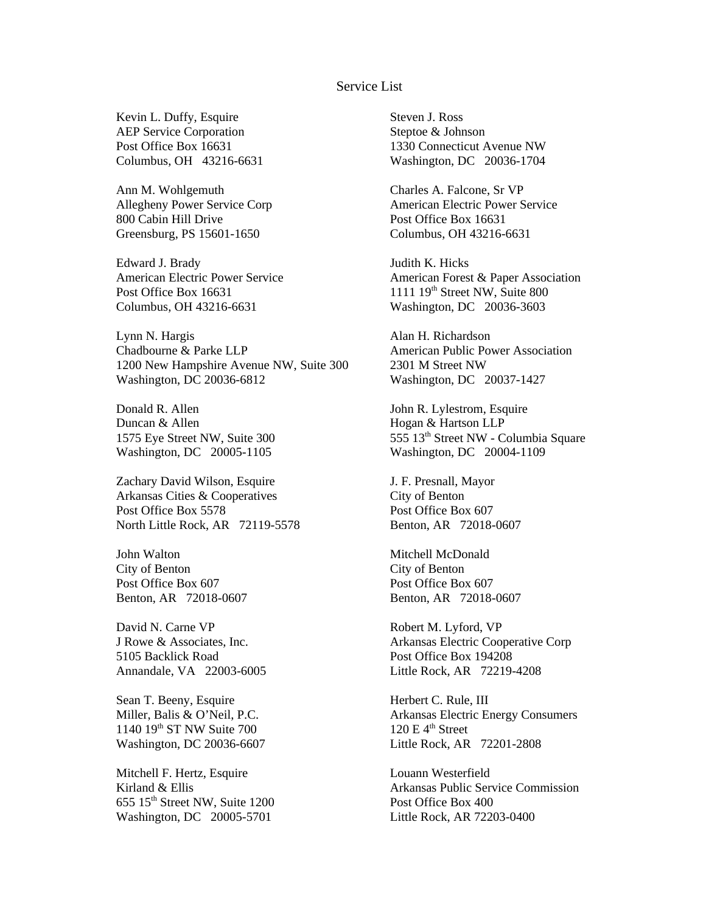# Service List

Kevin L. Duffy, Esquire
AEP Service Corporation
Post Office Box 16631
Columbus, OH 43216-6631

Steven J. Ross
Steptoe & Johnson
1330 Connecticut Avenue NW
Washington, DC 20036-1704

Ann M. Wohlgemuth
Allegheny Power Service Corp
800 Cabin Hill Drive
Greensburg, PS 15601-1650

Charles A. Falcone, Sr VP
American Electric Power Service
Post Office Box 16631
Columbus, OH 43216-6631

Edward J. Brady
American Electric Power Service
Post Office Box 16631
Columbus, OH 43216-6631

Judith K. Hicks
American Forest & Paper Association
1111 19th Street NW, Suite 800
Washington, DC 20036-3603

Lynn N. Hargis
Chadbourne & Parke LLP
1200 New Hampshire Avenue NW, Suite 300
Washington, DC 20036-6812

Alan H. Richardson
American Public Power Association
2301 M Street NW
Washington, DC 20037-1427

Donald R. Allen
Duncan & Allen
1575 Eye Street NW, Suite 300
Washington, DC 20005-1105

John R. Lylestrom, Esquire
Hogan & Hartson LLP
555 13th Street NW - Columbia Square
Washington, DC 20004-1109

Zachary David Wilson, Esquire
Arkansas Cities & Cooperatives
Post Office Box 5578
North Little Rock, AR 72119-5578

J. F. Presnall, Mayor
City of Benton
Post Office Box 607
Benton, AR 72018-0607

John Walton
City of Benton
Post Office Box 607
Benton, AR 72018-0607

Mitchell McDonald
City of Benton
Post Office Box 607
Benton, AR 72018-0607

David N. Carne VP
J Rowe & Associates, Inc.
5105 Backlick Road
Annandale, VA 22003-6005

Robert M. Lyford, VP
Arkansas Electric Cooperative Corp
Post Office Box 194208
Little Rock, AR 72219-4208

Sean T. Beeny, Esquire
Miller, Balis & O'Neil, P.C.
1140 19th ST NW Suite 700
Washington, DC 20036-6607

Herbert C. Rule, III
Arkansas Electric Energy Consumers
120 E 4th Street
Little Rock, AR 72201-2808

Mitchell F. Hertz, Esquire
Kirland & Ellis
655 15th Street NW, Suite 1200
Washington, DC 20005-5701

Louann Westerfield
Arkansas Public Service Commission
Post Office Box 400
Little Rock, AR 72203-0400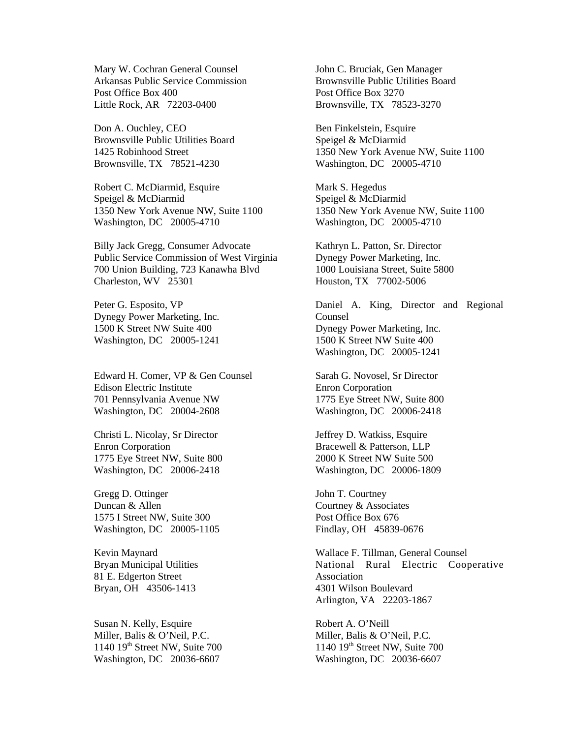Mary W. Cochran General Counsel
Arkansas Public Service Commission
Post Office Box 400
Little Rock, AR 72203-0400

John C. Bruciak, Gen Manager
Brownsville Public Utilities Board
Post Office Box 3270
Brownsville, TX 78523-3270

Don A. Ouchley, CEO
Brownsville Public Utilities Board
1425 Robinhood Street
Brownsville, TX 78521-4230

Ben Finkelstein, Esquire
Speigel & McDiarmid
1350 New York Avenue NW, Suite 1100
Washington, DC 20005-4710

Robert C. McDiarmid, Esquire
Speigel & McDiarmid
1350 New York Avenue NW, Suite 1100
Washington, DC 20005-4710

Mark S. Hegedus
Speigel & McDiarmid
1350 New York Avenue NW, Suite 1100
Washington, DC 20005-4710

Billy Jack Gregg, Consumer Advocate
Public Service Commission of West Virginia
700 Union Building, 723 Kanawha Blvd
Charleston, WV 25301

Kathryn L. Patton, Sr. Director
Dynegy Power Marketing, Inc.
1000 Louisiana Street, Suite 5800
Houston, TX 77002-5006

Peter G. Esposito, VP
Dynegy Power Marketing, Inc.
1500 K Street NW Suite 400
Washington, DC 20005-1241

Daniel A. King, Director and Regional Counsel
Dynegy Power Marketing, Inc.
1500 K Street NW Suite 400
Washington, DC 20005-1241

Edward H. Comer, VP & Gen Counsel
Edison Electric Institute
701 Pennsylvania Avenue NW
Washington, DC 20004-2608

Sarah G. Novosel, Sr Director
Enron Corporation
1775 Eye Street NW, Suite 800
Washington, DC 20006-2418

Christi L. Nicolay, Sr Director
Enron Corporation
1775 Eye Street NW, Suite 800
Washington, DC 20006-2418

Jeffrey D. Watkiss, Esquire
Bracewell & Patterson, LLP
2000 K Street NW Suite 500
Washington, DC 20006-1809

Gregg D. Ottinger
Duncan & Allen
1575 I Street NW, Suite 300
Washington, DC 20005-1105

John T. Courtney
Courtney & Associates
Post Office Box 676
Findlay, OH 45839-0676

Kevin Maynard
Bryan Municipal Utilities
81 E. Edgerton Street
Bryan, OH 43506-1413

Wallace F. Tillman, General Counsel
National Rural Electric Cooperative Association
4301 Wilson Boulevard
Arlington, VA 22203-1867

Susan N. Kelly, Esquire
Miller, Balis & O'Neil, P.C.
1140 19th Street NW, Suite 700
Washington, DC 20036-6607

Robert A. O'Neill
Miller, Balis & O'Neil, P.C.
1140 19th Street NW, Suite 700
Washington, DC 20036-6607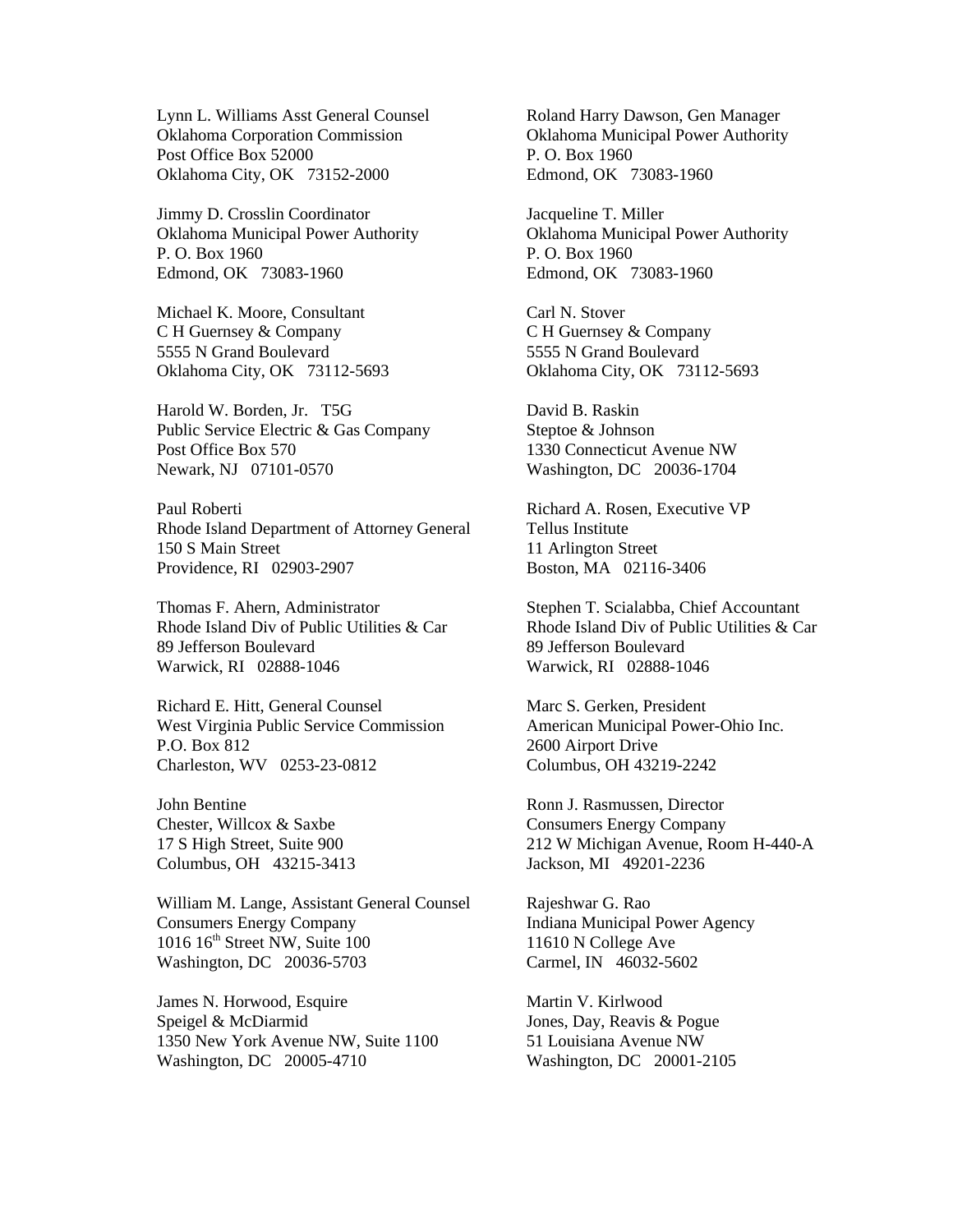Lynn L. Williams Asst General Counsel
Oklahoma Corporation Commission
Post Office Box 52000
Oklahoma City, OK 73152-2000

Roland Harry Dawson, Gen Manager
Oklahoma Municipal Power Authority
P. O. Box 1960
Edmond, OK 73083-1960

Jimmy D. Crosslin Coordinator
Oklahoma Municipal Power Authority
P. O. Box 1960
Edmond, OK 73083-1960

Jacqueline T. Miller
Oklahoma Municipal Power Authority
P. O. Box 1960
Edmond, OK 73083-1960

Michael K. Moore, Consultant
C H Guernsey & Company
5555 N Grand Boulevard
Oklahoma City, OK 73112-5693

Carl N. Stover
C H Guernsey & Company
5555 N Grand Boulevard
Oklahoma City, OK 73112-5693

Harold W. Borden, Jr. T5G
Public Service Electric & Gas Company
Post Office Box 570
Newark, NJ 07101-0570

David B. Raskin
Steptoe & Johnson
1330 Connecticut Avenue NW
Washington, DC 20036-1704

Paul Roberti
Rhode Island Department of Attorney General
150 S Main Street
Providence, RI 02903-2907

Richard A. Rosen, Executive VP
Tellus Institute
11 Arlington Street
Boston, MA 02116-3406

Thomas F. Ahern, Administrator
Rhode Island Div of Public Utilities & Car
89 Jefferson Boulevard
Warwick, RI 02888-1046

Stephen T. Scialabba, Chief Accountant
Rhode Island Div of Public Utilities & Car
89 Jefferson Boulevard
Warwick, RI 02888-1046

Richard E. Hitt, General Counsel
West Virginia Public Service Commission
P.O. Box 812
Charleston, WV 0253-23-0812

Marc S. Gerken, President
American Municipal Power-Ohio Inc.
2600 Airport Drive
Columbus, OH 43219-2242

John Bentine
Chester, Willcox & Saxbe
17 S High Street, Suite 900
Columbus, OH 43215-3413

Ronn J. Rasmussen, Director
Consumers Energy Company
212 W Michigan Avenue, Room H-440-A
Jackson, MI 49201-2236

William M. Lange, Assistant General Counsel
Consumers Energy Company
1016 16th Street NW, Suite 100
Washington, DC 20036-5703

Rajeshwar G. Rao
Indiana Municipal Power Agency
11610 N College Ave
Carmel, IN 46032-5602

James N. Horwood, Esquire
Speigel & McDiarmid
1350 New York Avenue NW, Suite 1100
Washington, DC 20005-4710

Martin V. Kirlwood
Jones, Day, Reavis & Pogue
51 Louisiana Avenue NW
Washington, DC 20001-2105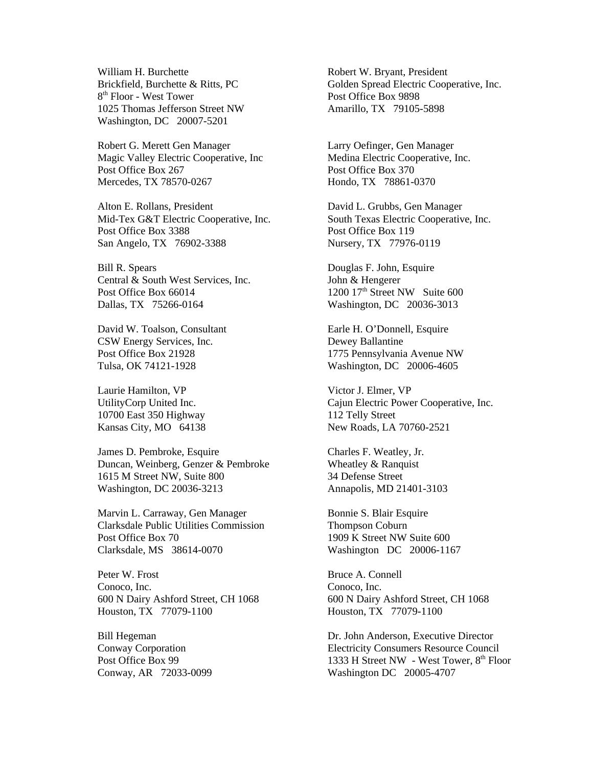William H. Burchette
Brickfield, Burchette & Ritts, PC
8th Floor - West Tower
1025 Thomas Jefferson Street NW
Washington, DC 20007-5201

Robert W. Bryant, President
Golden Spread Electric Cooperative, Inc.
Post Office Box 9898
Amarillo, TX 79105-5898

Robert G. Merett Gen Manager
Magic Valley Electric Cooperative, Inc
Post Office Box 267
Mercedes, TX 78570-0267

Larry Oefinger, Gen Manager
Medina Electric Cooperative, Inc.
Post Office Box 370
Hondo, TX 78861-0370

Alton E. Rollans, President
Mid-Tex G&T Electric Cooperative, Inc.
Post Office Box 3388
San Angelo, TX 76902-3388

David L. Grubbs, Gen Manager
South Texas Electric Cooperative, Inc.
Post Office Box 119
Nursery, TX 77976-0119

Bill R. Spears
Central & South West Services, Inc.
Post Office Box 66014
Dallas, TX 75266-0164

Douglas F. John, Esquire
John & Hengerer
1200 17th Street NW Suite 600
Washington, DC 20036-3013

David W. Toalson, Consultant
CSW Energy Services, Inc.
Post Office Box 21928
Tulsa, OK 74121-1928

Earle H. O'Donnell, Esquire
Dewey Ballantine
1775 Pennsylvania Avenue NW
Washington, DC 20006-4605

Laurie Hamilton, VP
UtilityCorp United Inc.
10700 East 350 Highway
Kansas City, MO 64138

Victor J. Elmer, VP
Cajun Electric Power Cooperative, Inc.
112 Telly Street
New Roads, LA 70760-2521

James D. Pembroke, Esquire
Duncan, Weinberg, Genzer & Pembroke
1615 M Street NW, Suite 800
Washington, DC 20036-3213

Charles F. Weatley, Jr.
Wheatley & Ranquist
34 Defense Street
Annapolis, MD 21401-3103

Marvin L. Carraway, Gen Manager
Clarksdale Public Utilities Commission
Post Office Box 70
Clarksdale, MS 38614-0070

Bonnie S. Blair Esquire
Thompson Coburn
1909 K Street NW Suite 600
Washington DC 20006-1167

Peter W. Frost
Conoco, Inc.
600 N Dairy Ashford Street, CH 1068
Houston, TX 77079-1100

Bruce A. Connell
Conoco, Inc.
600 N Dairy Ashford Street, CH 1068
Houston, TX 77079-1100

Bill Hegeman
Conway Corporation
Post Office Box 99
Conway, AR 72033-0099

Dr. John Anderson, Executive Director
Electricity Consumers Resource Council
1333 H Street NW - West Tower, 8th Floor
Washington DC 20005-4707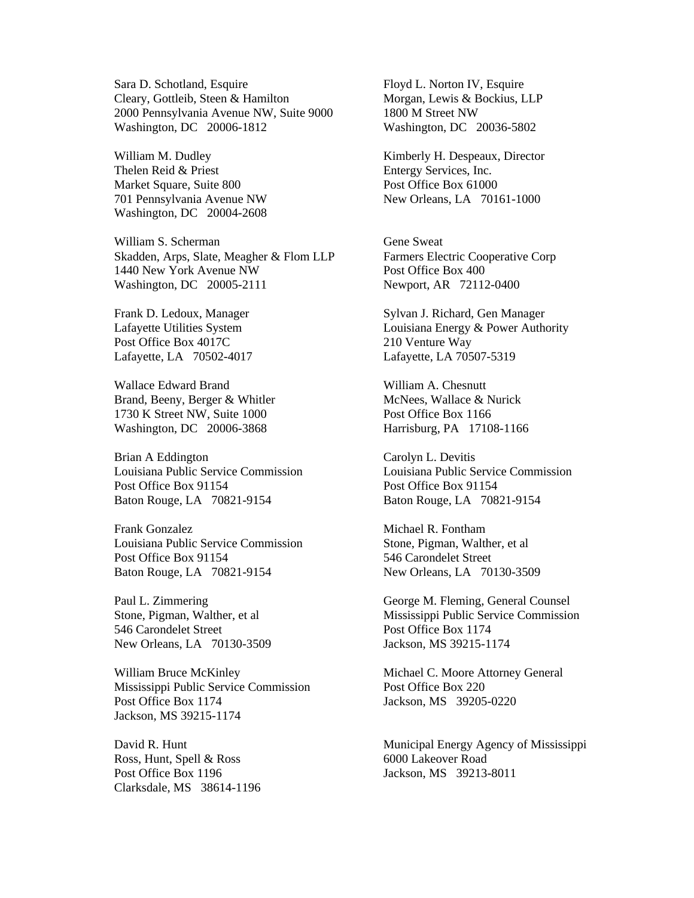Sara D. Schotland, Esquire
Cleary, Gottleib, Steen & Hamilton
2000 Pennsylvania Avenue NW, Suite 9000
Washington, DC 20006-1812

Floyd L. Norton IV, Esquire
Morgan, Lewis & Bockius, LLP
1800 M Street NW
Washington, DC 20036-5802

William M. Dudley
Thelen Reid & Priest
Market Square, Suite 800
701 Pennsylvania Avenue NW
Washington, DC 20004-2608

Kimberly H. Despeaux, Director
Entergy Services, Inc.
Post Office Box 61000
New Orleans, LA 70161-1000

William S. Scherman
Skadden, Arps, Slate, Meagher & Flom LLP
1440 New York Avenue NW
Washington, DC 20005-2111

Gene Sweat
Farmers Electric Cooperative Corp
Post Office Box 400
Newport, AR 72112-0400

Frank D. Ledoux, Manager
Lafayette Utilities System
Post Office Box 4017C
Lafayette, LA 70502-4017

Sylvan J. Richard, Gen Manager
Louisiana Energy & Power Authority
210 Venture Way
Lafayette, LA 70507-5319

Wallace Edward Brand
Brand, Beeny, Berger & Whitler
1730 K Street NW, Suite 1000
Washington, DC 20006-3868

William A. Chesnutt
McNees, Wallace & Nurick
Post Office Box 1166
Harrisburg, PA 17108-1166

Brian A Eddington
Louisiana Public Service Commission
Post Office Box 91154
Baton Rouge, LA 70821-9154

Carolyn L. Devitis
Louisiana Public Service Commission
Post Office Box 91154
Baton Rouge, LA 70821-9154

Frank Gonzalez
Louisiana Public Service Commission
Post Office Box 91154
Baton Rouge, LA 70821-9154

Michael R. Fontham
Stone, Pigman, Walther, et al
546 Carondelet Street
New Orleans, LA 70130-3509

Paul L. Zimmering
Stone, Pigman, Walther, et al
546 Carondelet Street
New Orleans, LA 70130-3509

George M. Fleming, General Counsel
Mississippi Public Service Commission
Post Office Box 1174
Jackson, MS 39215-1174

William Bruce McKinley
Mississippi Public Service Commission
Post Office Box 1174
Jackson, MS 39215-1174

Michael C. Moore Attorney General
Post Office Box 220
Jackson, MS 39205-0220

David R. Hunt
Ross, Hunt, Spell & Ross
Post Office Box 1196
Clarksdale, MS 38614-1196

Municipal Energy Agency of Mississippi
6000 Lakeover Road
Jackson, MS 39213-8011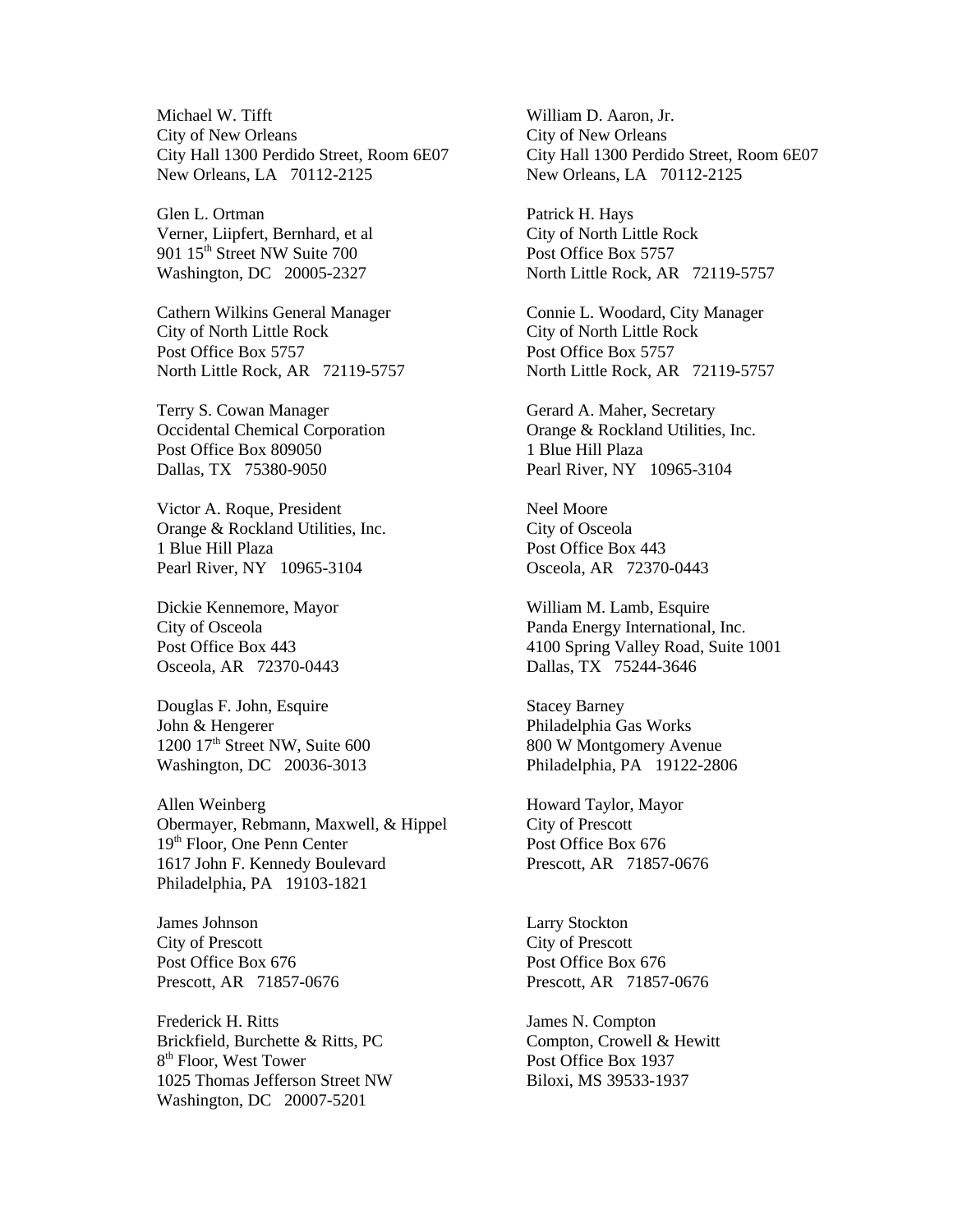Michael W. Tifft
City of New Orleans
City Hall 1300 Perdido Street, Room 6E07
New Orleans, LA 70112-2125

William D. Aaron, Jr.
City of New Orleans
City Hall 1300 Perdido Street, Room 6E07
New Orleans, LA 70112-2125

Glen L. Ortman
Verner, Liipfert, Bernhard, et al
901 15th Street NW Suite 700
Washington, DC 20005-2327

Patrick H. Hays
City of North Little Rock
Post Office Box 5757
North Little Rock, AR 72119-5757

Cathern Wilkins General Manager
City of North Little Rock
Post Office Box 5757
North Little Rock, AR 72119-5757

Connie L. Woodard, City Manager
City of North Little Rock
Post Office Box 5757
North Little Rock, AR 72119-5757

Terry S. Cowan Manager
Occidental Chemical Corporation
Post Office Box 809050
Dallas, TX 75380-9050

Gerard A. Maher, Secretary
Orange & Rockland Utilities, Inc.
1 Blue Hill Plaza
Pearl River, NY 10965-3104

Victor A. Roque, President
Orange & Rockland Utilities, Inc.
1 Blue Hill Plaza
Pearl River, NY 10965-3104

Neel Moore
City of Osceola
Post Office Box 443
Osceola, AR 72370-0443

Dickie Kennemore, Mayor
City of Osceola
Post Office Box 443
Osceola, AR 72370-0443

William M. Lamb, Esquire
Panda Energy International, Inc.
4100 Spring Valley Road, Suite 1001
Dallas, TX 75244-3646

Douglas F. John, Esquire
John & Hengerer
1200 17th Street NW, Suite 600
Washington, DC 20036-3013

Stacey Barney
Philadelphia Gas Works
800 W Montgomery Avenue
Philadelphia, PA 19122-2806

Allen Weinberg
Obermayer, Rebmann, Maxwell, & Hippel
19th Floor, One Penn Center
1617 John F. Kennedy Boulevard
Philadelphia, PA 19103-1821

Howard Taylor, Mayor
City of Prescott
Post Office Box 676
Prescott, AR 71857-0676

James Johnson
City of Prescott
Post Office Box 676
Prescott, AR 71857-0676

Larry Stockton
City of Prescott
Post Office Box 676
Prescott, AR 71857-0676

Frederick H. Ritts
Brickfield, Burchette & Ritts, PC
8th Floor, West Tower
1025 Thomas Jefferson Street NW
Washington, DC 20007-5201

James N. Compton
Compton, Crowell & Hewitt
Post Office Box 1937
Biloxi, MS 39533-1937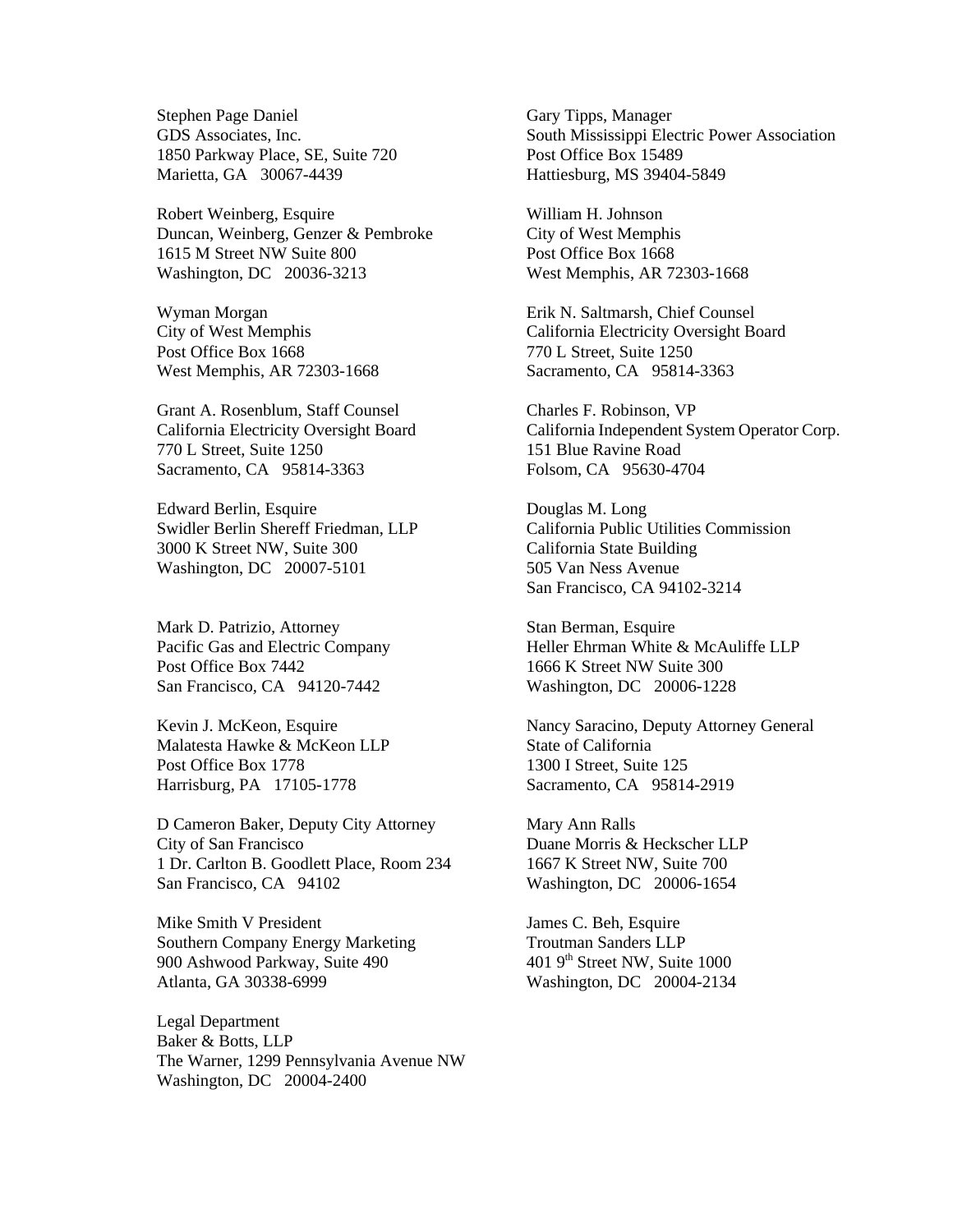Stephen Page Daniel
GDS Associates, Inc.
1850 Parkway Place, SE, Suite 720
Marietta, GA 30067-4439

Robert Weinberg, Esquire
Duncan, Weinberg, Genzer & Pembroke
1615 M Street NW Suite 800
Washington, DC 20036-3213

Wyman Morgan
City of West Memphis
Post Office Box 1668
West Memphis, AR 72303-1668

Grant A. Rosenblum, Staff Counsel
California Electricity Oversight Board
770 L Street, Suite 1250
Sacramento, CA 95814-3363

Edward Berlin, Esquire
Swidler Berlin Shereff Friedman, LLP
3000 K Street NW, Suite 300
Washington, DC 20007-5101

Mark D. Patrizio, Attorney
Pacific Gas and Electric Company
Post Office Box 7442
San Francisco, CA 94120-7442

Kevin J. McKeon, Esquire
Malatesta Hawke & McKeon LLP
Post Office Box 1778
Harrisburg, PA 17105-1778

D Cameron Baker, Deputy City Attorney
City of San Francisco
1 Dr. Carlton B. Goodlett Place, Room 234
San Francisco, CA 94102

Mike Smith V President
Southern Company Energy Marketing
900 Ashwood Parkway, Suite 490
Atlanta, GA 30338-6999

Legal Department
Baker & Botts, LLP
The Warner, 1299 Pennsylvania Avenue NW
Washington, DC 20004-2400

Gary Tipps, Manager
South Mississippi Electric Power Association
Post Office Box 15489
Hattiesburg, MS 39404-5849

William H. Johnson
City of West Memphis
Post Office Box 1668
West Memphis, AR 72303-1668

Erik N. Saltmarsh, Chief Counsel
California Electricity Oversight Board
770 L Street, Suite 1250
Sacramento, CA 95814-3363

Charles F. Robinson, VP
California Independent System Operator Corp.
151 Blue Ravine Road
Folsom, CA 95630-4704

Douglas M. Long
California Public Utilities Commission
California State Building
505 Van Ness Avenue
San Francisco, CA 94102-3214

Stan Berman, Esquire
Heller Ehrman White & McAuliffe LLP
1666 K Street NW Suite 300
Washington, DC 20006-1228

Nancy Saracino, Deputy Attorney General
State of California
1300 I Street, Suite 125
Sacramento, CA 95814-2919

Mary Ann Ralls
Duane Morris & Heckscher LLP
1667 K Street NW, Suite 700
Washington, DC 20006-1654

James C. Beh, Esquire
Troutman Sanders LLP
401 9th Street NW, Suite 1000
Washington, DC 20004-2134